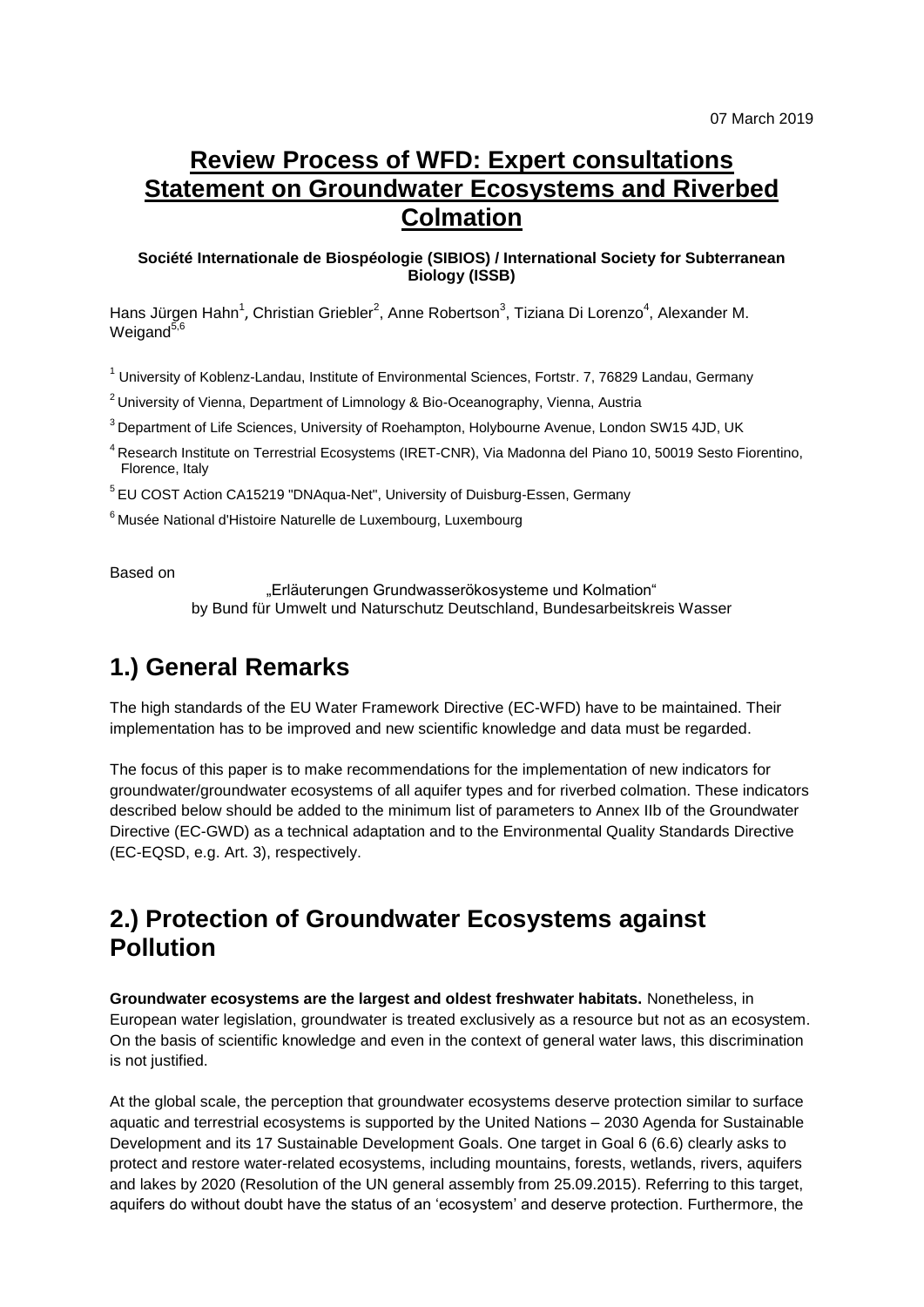07 March 2019

# Review Process of WFD: Expert consultations Statement on Groundwater Ecosystems and Riverbed Colmation

**Société Internationale de Biospéologie (SIBIOS) / International Society for Subterranean Biology (ISSB)**

Hans Jürgen Hahn[1], Christian Griebler[2], Anne Robertson[3], Tiziana Di Lorenzo[4], Alexander M. Weigand[5,6]

[1] University of Koblenz-Landau, Institute of Environmental Sciences, Fortstr. 7, 76829 Landau, Germany

[2] University of Vienna, Department of Limnology & Bio-Oceanography, Vienna, Austria

[3] Department of Life Sciences, University of Roehampton, Holybourne Avenue, London SW15 4JD, UK

[4] Research Institute on Terrestrial Ecosystems (IRET-CNR), Via Madonna del Piano 10, 50019 Sesto Fiorentino, Florence, Italy

[5] EU COST Action CA15219 "DNAqua-Net", University of Duisburg-Essen, Germany

[6] Musée National d'Histoire Naturelle de Luxembourg, Luxembourg

Based on

„Erläuterungen Grundwasserökosysteme und Kolmation"
by Bund für Umwelt und Naturschutz Deutschland, Bundesarbeitskreis Wasser

## 1.) General Remarks

The high standards of the EU Water Framework Directive (EC-WFD) have to be maintained. Their implementation has to be improved and new scientific knowledge and data must be regarded.

The focus of this paper is to make recommendations for the implementation of new indicators for groundwater/groundwater ecosystems of all aquifer types and for riverbed colmation. These indicators described below should be added to the minimum list of parameters to Annex IIb of the Groundwater Directive (EC-GWD) as a technical adaptation and to the Environmental Quality Standards Directive (EC-EQSD, e.g. Art. 3), respectively.

## 2.) Protection of Groundwater Ecosystems against Pollution

**Groundwater ecosystems are the largest and oldest freshwater habitats.** Nonetheless, in European water legislation, groundwater is treated exclusively as a resource but not as an ecosystem. On the basis of scientific knowledge and even in the context of general water laws, this discrimination is not justified.

At the global scale, the perception that groundwater ecosystems deserve protection similar to surface aquatic and terrestrial ecosystems is supported by the United Nations – 2030 Agenda for Sustainable Development and its 17 Sustainable Development Goals. One target in Goal 6 (6.6) clearly asks to protect and restore water-related ecosystems, including mountains, forests, wetlands, rivers, aquifers and lakes by 2020 (Resolution of the UN general assembly from 25.09.2015). Referring to this target, aquifers do without doubt have the status of an 'ecosystem' and deserve protection. Furthermore, the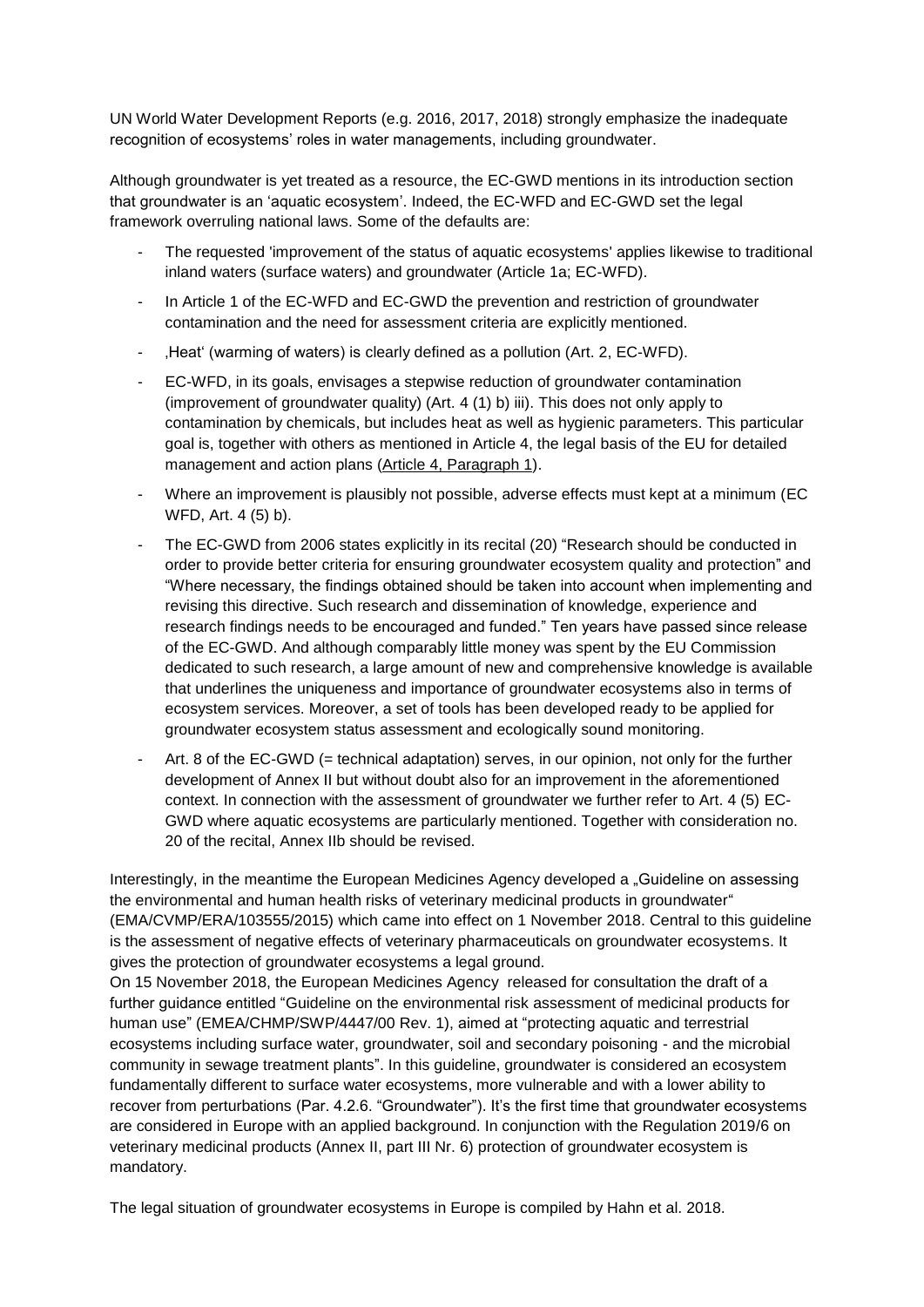UN World Water Development Reports (e.g. 2016, 2017, 2018) strongly emphasize the inadequate recognition of ecosystems' roles in water managements, including groundwater.

Although groundwater is yet treated as a resource, the EC-GWD mentions in its introduction section that groundwater is an 'aquatic ecosystem'. Indeed, the EC-WFD and EC-GWD set the legal framework overruling national laws. Some of the defaults are:

- The requested 'improvement of the status of aquatic ecosystems' applies likewise to traditional inland waters (surface waters) and groundwater (Article 1a; EC-WFD).
- In Article 1 of the EC-WFD and EC-GWD the prevention and restriction of groundwater contamination and the need for assessment criteria are explicitly mentioned.
- ‚Heat' (warming of waters) is clearly defined as a pollution (Art. 2, EC-WFD).
- EC-WFD, in its goals, envisages a stepwise reduction of groundwater contamination (improvement of groundwater quality) (Art. 4 (1) b) iii). This does not only apply to contamination by chemicals, but includes heat as well as hygienic parameters. This particular goal is, together with others as mentioned in Article 4, the legal basis of the EU for detailed management and action plans (Article 4, Paragraph 1).
- Where an improvement is plausibly not possible, adverse effects must kept at a minimum (EC WFD, Art. 4 (5) b).
- The EC-GWD from 2006 states explicitly in its recital (20) "Research should be conducted in order to provide better criteria for ensuring groundwater ecosystem quality and protection" and "Where necessary, the findings obtained should be taken into account when implementing and revising this directive. Such research and dissemination of knowledge, experience and research findings needs to be encouraged and funded." Ten years have passed since release of the EC-GWD. And although comparably little money was spent by the EU Commission dedicated to such research, a large amount of new and comprehensive knowledge is available that underlines the uniqueness and importance of groundwater ecosystems also in terms of ecosystem services. Moreover, a set of tools has been developed ready to be applied for groundwater ecosystem status assessment and ecologically sound monitoring.
- Art. 8 of the EC-GWD (= technical adaptation) serves, in our opinion, not only for the further development of Annex II but without doubt also for an improvement in the aforementioned context. In connection with the assessment of groundwater we further refer to Art. 4 (5) EC-GWD where aquatic ecosystems are particularly mentioned. Together with consideration no. 20 of the recital, Annex IIb should be revised.

Interestingly, in the meantime the European Medicines Agency developed a „Guideline on assessing the environmental and human health risks of veterinary medicinal products in groundwater" (EMA/CVMP/ERA/103555/2015) which came into effect on 1 November 2018. Central to this guideline is the assessment of negative effects of veterinary pharmaceuticals on groundwater ecosystems. It gives the protection of groundwater ecosystems a legal ground.
On 15 November 2018, the European Medicines Agency released for consultation the draft of a further guidance entitled "Guideline on the environmental risk assessment of medicinal products for human use" (EMEA/CHMP/SWP/4447/00 Rev. 1), aimed at "protecting aquatic and terrestrial ecosystems including surface water, groundwater, soil and secondary poisoning - and the microbial community in sewage treatment plants". In this guideline, groundwater is considered an ecosystem fundamentally different to surface water ecosystems, more vulnerable and with a lower ability to recover from perturbations (Par. 4.2.6. "Groundwater"). It's the first time that groundwater ecosystems are considered in Europe with an applied background. In conjunction with the Regulation 2019/6 on veterinary medicinal products (Annex II, part III Nr. 6) protection of groundwater ecosystem is mandatory.

The legal situation of groundwater ecosystems in Europe is compiled by Hahn et al. 2018.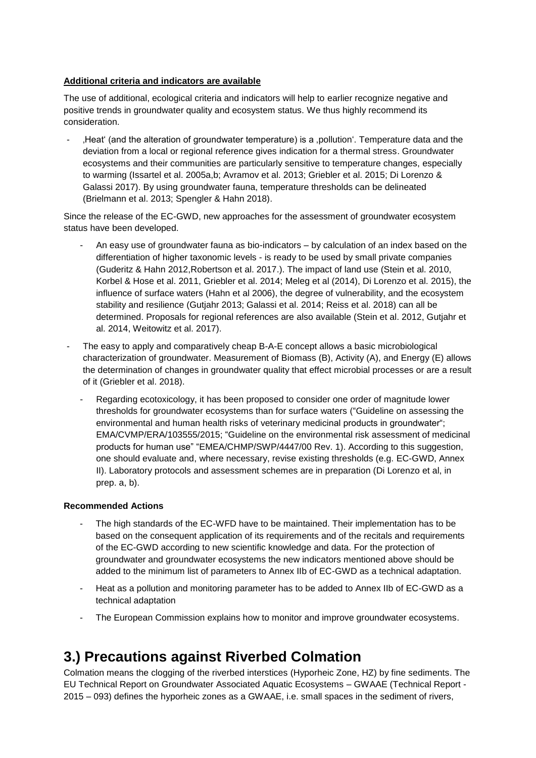**Additional criteria and indicators are available**

The use of additional, ecological criteria and indicators will help to earlier recognize negative and positive trends in groundwater quality and ecosystem status. We thus highly recommend its consideration.

- ‚Heat' (and the alteration of groundwater temperature) is a ‚pollution'. Temperature data and the deviation from a local or regional reference gives indication for a thermal stress. Groundwater ecosystems and their communities are particularly sensitive to temperature changes, especially to warming (Issartel et al. 2005a,b; Avramov et al. 2013; Griebler et al. 2015; Di Lorenzo & Galassi 2017). By using groundwater fauna, temperature thresholds can be delineated (Brielmann et al. 2013; Spengler & Hahn 2018).

Since the release of the EC-GWD, new approaches for the assessment of groundwater ecosystem status have been developed.

- An easy use of groundwater fauna as bio-indicators – by calculation of an index based on the differentiation of higher taxonomic levels - is ready to be used by small private companies (Guderitz & Hahn 2012,Robertson et al. 2017.). The impact of land use (Stein et al. 2010, Korbel & Hose et al. 2011, Griebler et al. 2014; Meleg et al (2014), Di Lorenzo et al. 2015), the influence of surface waters (Hahn et al 2006), the degree of vulnerability, and the ecosystem stability and resilience (Gutjahr 2013; Galassi et al. 2014; Reiss et al. 2018) can all be determined. Proposals for regional references are also available (Stein et al. 2012, Gutjahr et al. 2014, Weitowitz et al. 2017).
- The easy to apply and comparatively cheap B-A-E concept allows a basic microbiological characterization of groundwater. Measurement of Biomass (B), Activity (A), and Energy (E) allows the determination of changes in groundwater quality that effect microbial processes or are a result of it (Griebler et al. 2018).
- Regarding ecotoxicology, it has been proposed to consider one order of magnitude lower thresholds for groundwater ecosystems than for surface waters ("Guideline on assessing the environmental and human health risks of veterinary medicinal products in groundwater"; EMA/CVMP/ERA/103555/2015; "Guideline on the environmental risk assessment of medicinal products for human use" "EMEA/CHMP/SWP/4447/00 Rev. 1). According to this suggestion, one should evaluate and, where necessary, revise existing thresholds (e.g. EC-GWD, Annex II). Laboratory protocols and assessment schemes are in preparation (Di Lorenzo et al, in prep. a, b).

**Recommended Actions**

- The high standards of the EC-WFD have to be maintained. Their implementation has to be based on the consequent application of its requirements and of the recitals and requirements of the EC-GWD according to new scientific knowledge and data. For the protection of groundwater and groundwater ecosystems the new indicators mentioned above should be added to the minimum list of parameters to Annex IIb of EC-GWD as a technical adaptation.
- Heat as a pollution and monitoring parameter has to be added to Annex IIb of EC-GWD as a technical adaptation
- The European Commission explains how to monitor and improve groundwater ecosystems.

# 3.) Precautions against Riverbed Colmation

Colmation means the clogging of the riverbed interstices (Hyporheic Zone, HZ) by fine sediments. The EU Technical Report on Groundwater Associated Aquatic Ecosystems – GWAAE (Technical Report - 2015 – 093) defines the hyporheic zones as a GWAAE, i.e. small spaces in the sediment of rivers,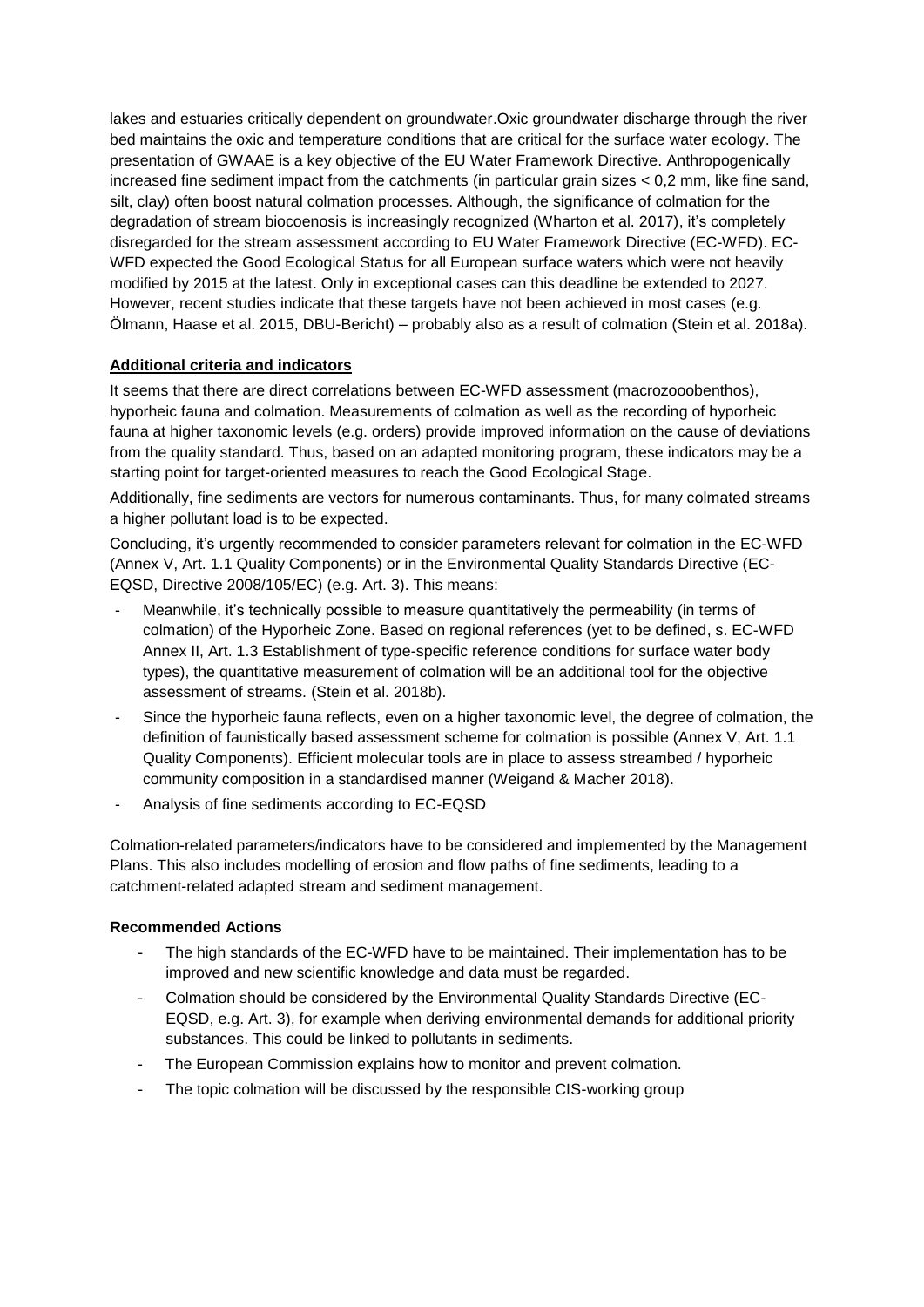lakes and estuaries critically dependent on groundwater.Oxic groundwater discharge through the river bed maintains the oxic and temperature conditions that are critical for the surface water ecology. The presentation of GWAAE is a key objective of the EU Water Framework Directive. Anthropogenically increased fine sediment impact from the catchments (in particular grain sizes < 0,2 mm, like fine sand, silt, clay) often boost natural colmation processes. Although, the significance of colmation for the degradation of stream biocoenosis is increasingly recognized (Wharton et al. 2017), it's completely disregarded for the stream assessment according to EU Water Framework Directive (EC-WFD). EC-WFD expected the Good Ecological Status for all European surface waters which were not heavily modified by 2015 at the latest. Only in exceptional cases can this deadline be extended to 2027. However, recent studies indicate that these targets have not been achieved in most cases (e.g. Ölmann, Haase et al. 2015, DBU-Bericht) – probably also as a result of colmation (Stein et al. 2018a).

**Additional criteria and indicators**

It seems that there are direct correlations between EC-WFD assessment (macrozooobenthos), hyporheic fauna and colmation. Measurements of colmation as well as the recording of hyporheic fauna at higher taxonomic levels (e.g. orders) provide improved information on the cause of deviations from the quality standard. Thus, based on an adapted monitoring program, these indicators may be a starting point for target-oriented measures to reach the Good Ecological Stage.

Additionally, fine sediments are vectors for numerous contaminants. Thus, for many colmated streams a higher pollutant load is to be expected.

Concluding, it's urgently recommended to consider parameters relevant for colmation in the EC-WFD (Annex V, Art. 1.1 Quality Components) or in the Environmental Quality Standards Directive (EC-EQSD, Directive 2008/105/EC) (e.g. Art. 3). This means:

- Meanwhile, it's technically possible to measure quantitatively the permeability (in terms of colmation) of the Hyporheic Zone. Based on regional references (yet to be defined, s. EC-WFD Annex II, Art. 1.3 Establishment of type-specific reference conditions for surface water body types), the quantitative measurement of colmation will be an additional tool for the objective assessment of streams. (Stein et al. 2018b).
- Since the hyporheic fauna reflects, even on a higher taxonomic level, the degree of colmation, the definition of faunistically based assessment scheme for colmation is possible (Annex V, Art. 1.1 Quality Components). Efficient molecular tools are in place to assess streambed / hyporheic community composition in a standardised manner (Weigand & Macher 2018).
- Analysis of fine sediments according to EC-EQSD

Colmation-related parameters/indicators have to be considered and implemented by the Management Plans. This also includes modelling of erosion and flow paths of fine sediments, leading to a catchment-related adapted stream and sediment management.

**Recommended Actions**

- The high standards of the EC-WFD have to be maintained. Their implementation has to be improved and new scientific knowledge and data must be regarded.
- Colmation should be considered by the Environmental Quality Standards Directive (EC-EQSD, e.g. Art. 3), for example when deriving environmental demands for additional priority substances. This could be linked to pollutants in sediments.
- The European Commission explains how to monitor and prevent colmation.
- The topic colmation will be discussed by the responsible CIS-working group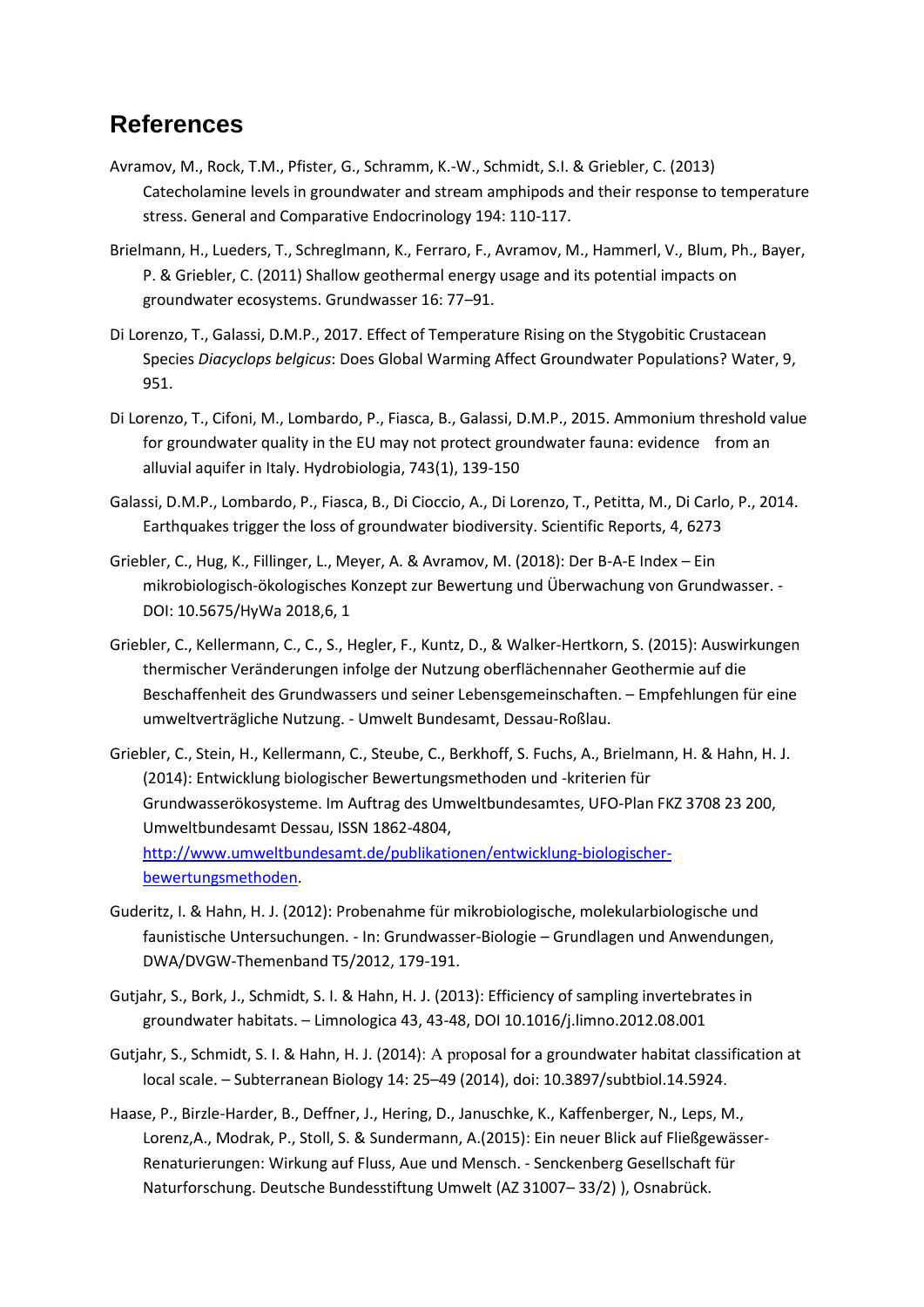## References

Avramov, M., Rock, T.M., Pfister, G., Schramm, K.-W., Schmidt, S.I. & Griebler, C. (2013) Catecholamine levels in groundwater and stream amphipods and their response to temperature stress. General and Comparative Endocrinology 194: 110-117.

Brielmann, H., Lueders, T., Schreglmann, K., Ferraro, F., Avramov, M., Hammerl, V., Blum, Ph., Bayer, P. & Griebler, C. (2011) Shallow geothermal energy usage and its potential impacts on groundwater ecosystems. Grundwasser 16: 77–91.

Di Lorenzo, T., Galassi, D.M.P., 2017. Effect of Temperature Rising on the Stygobitic Crustacean Species *Diacyclops belgicus*: Does Global Warming Affect Groundwater Populations? Water, 9, 951.

Di Lorenzo, T., Cifoni, M., Lombardo, P., Fiasca, B., Galassi, D.M.P., 2015. Ammonium threshold value for groundwater quality in the EU may not protect groundwater fauna: evidence from an alluvial aquifer in Italy. Hydrobiologia, 743(1), 139-150

Galassi, D.M.P., Lombardo, P., Fiasca, B., Di Cioccio, A., Di Lorenzo, T., Petitta, M., Di Carlo, P., 2014. Earthquakes trigger the loss of groundwater biodiversity. Scientific Reports, 4, 6273

Griebler, C., Hug, K., Fillinger, L., Meyer, A. & Avramov, M. (2018): Der B-A-E Index – Ein mikrobiologisch-ökologisches Konzept zur Bewertung und Überwachung von Grundwasser. - DOI: 10.5675/HyWa 2018,6, 1

Griebler, C., Kellermann, C., C., S., Hegler, F., Kuntz, D., & Walker-Hertkorn, S. (2015): Auswirkungen thermischer Veränderungen infolge der Nutzung oberflächennaher Geothermie auf die Beschaffenheit des Grundwassers und seiner Lebensgemeinschaften. – Empfehlungen für eine umweltverträgliche Nutzung. - Umwelt Bundesamt, Dessau-Roßlau.

Griebler, C., Stein, H., Kellermann, C., Steube, C., Berkhoff, S. Fuchs, A., Brielmann, H. & Hahn, H. J. (2014): Entwicklung biologischer Bewertungsmethoden und -kriterien für Grundwasserökosysteme. Im Auftrag des Umweltbundesamtes, UFO-Plan FKZ 3708 23 200, Umweltbundesamt Dessau, ISSN 1862-4804, [http://www.umweltbundesamt.de/publikationen/entwicklung-biologischer-bewertungsmethoden](http://www.umweltbundesamt.de/publikationen/entwicklung-biologischer-bewertungsmethoden).

Guderitz, I. & Hahn, H. J. (2012): Probenahme für mikrobiologische, molekularbiologische und faunistische Untersuchungen. - In: Grundwasser-Biologie – Grundlagen und Anwendungen, DWA/DVGW-Themenband T5/2012, 179-191.

Gutjahr, S., Bork, J., Schmidt, S. I. & Hahn, H. J. (2013): Efficiency of sampling invertebrates in groundwater habitats. – Limnologica 43, 43-48, DOI 10.1016/j.limno.2012.08.001

Gutjahr, S., Schmidt, S. I. & Hahn, H. J. (2014): A proposal for a groundwater habitat classification at local scale. – Subterranean Biology 14: 25–49 (2014), doi: 10.3897/subtbiol.14.5924.

Haase, P., Birzle-Harder, B., Deffner, J., Hering, D., Januschke, K., Kaffenberger, N., Leps, M., Lorenz,A., Modrak, P., Stoll, S. & Sundermann, A.(2015): Ein neuer Blick auf Fließgewässer-Renaturierungen: Wirkung auf Fluss, Aue und Mensch. - Senckenberg Gesellschaft für Naturforschung. Deutsche Bundesstiftung Umwelt (AZ 31007– 33/2) ), Osnabrück.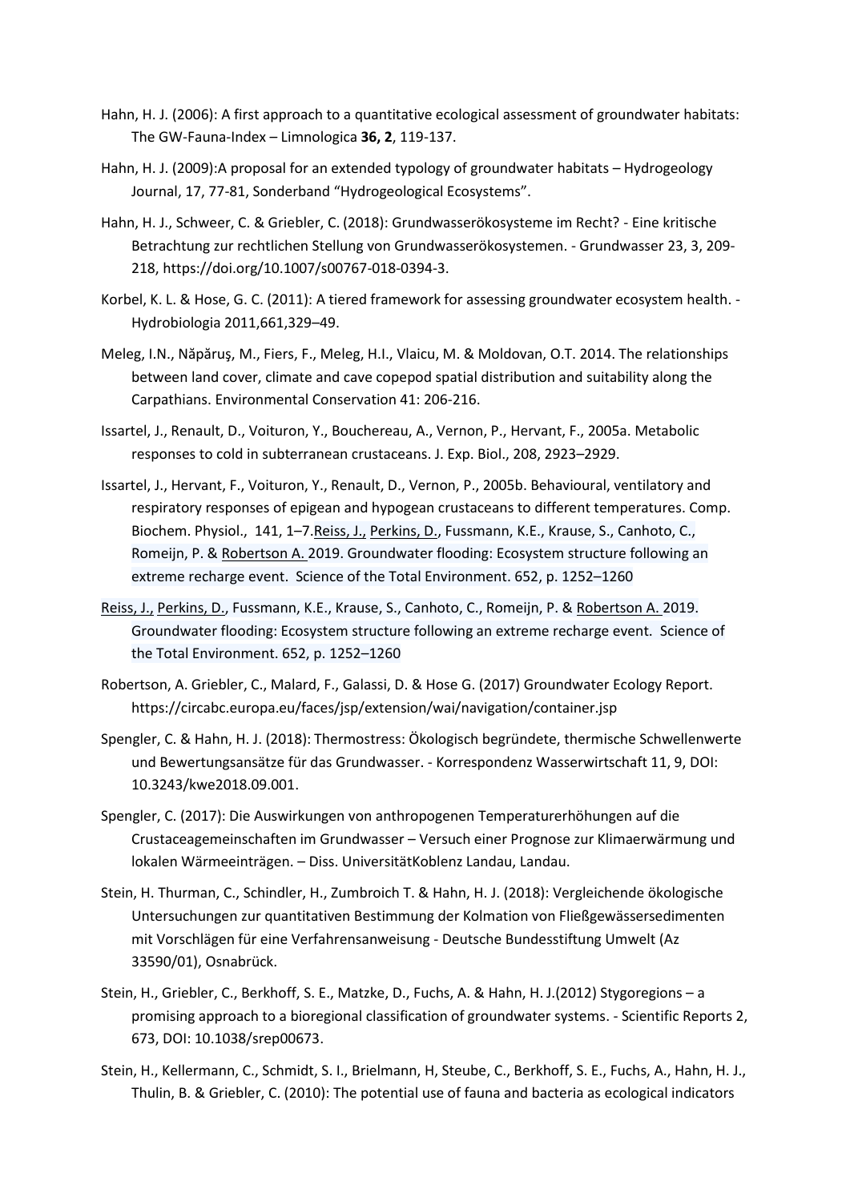Hahn, H. J. (2006): A first approach to a quantitative ecological assessment of groundwater habitats: The GW-Fauna-Index – Limnologica **36, 2**, 119-137.

Hahn, H. J. (2009):A proposal for an extended typology of groundwater habitats – Hydrogeology Journal, 17, 77-81, Sonderband "Hydrogeological Ecosystems".

Hahn, H. J., Schweer, C. & Griebler, C. (2018): Grundwasserökosysteme im Recht? - Eine kritische Betrachtung zur rechtlichen Stellung von Grundwasserökosystemen. - Grundwasser 23, 3, 209-218, https://doi.org/10.1007/s00767-018-0394-3.

Korbel, K. L. & Hose, G. C. (2011): A tiered framework for assessing groundwater ecosystem health. - Hydrobiologia 2011,661,329–49.

Meleg, I.N., Năpăruş, M., Fiers, F., Meleg, H.I., Vlaicu, M. & Moldovan, O.T. 2014. The relationships between land cover, climate and cave copepod spatial distribution and suitability along the Carpathians. Environmental Conservation 41: 206-216.

Issartel, J., Renault, D., Voituron, Y., Bouchereau, A., Vernon, P., Hervant, F., 2005a. Metabolic responses to cold in subterranean crustaceans. J. Exp. Biol., 208, 2923–2929.

Issartel, J., Hervant, F., Voituron, Y., Renault, D., Vernon, P., 2005b. Behavioural, ventilatory and respiratory responses of epigean and hypogean crustaceans to different temperatures. Comp. Biochem. Physiol., 141, 1–7.Reiss, J., Perkins, D., Fussmann, K.E., Krause, S., Canhoto, C., Romeijn, P. & Robertson A. 2019. Groundwater flooding: Ecosystem structure following an extreme recharge event. Science of the Total Environment. 652, p. 1252–1260

Reiss, J., Perkins, D., Fussmann, K.E., Krause, S., Canhoto, C., Romeijn, P. & Robertson A. 2019. Groundwater flooding: Ecosystem structure following an extreme recharge event. Science of the Total Environment. 652, p. 1252–1260

Robertson, A. Griebler, C., Malard, F., Galassi, D. & Hose G. (2017) Groundwater Ecology Report. https://circabc.europa.eu/faces/jsp/extension/wai/navigation/container.jsp

Spengler, C. & Hahn, H. J. (2018): Thermostress: Ökologisch begründete, thermische Schwellenwerte und Bewertungsansätze für das Grundwasser. - Korrespondenz Wasserwirtschaft 11, 9, DOI: 10.3243/kwe2018.09.001.

Spengler, C. (2017): Die Auswirkungen von anthropogenen Temperaturerhöhungen auf die Crustaceagemeinschaften im Grundwasser – Versuch einer Prognose zur Klimaerwärmung und lokalen Wärmeeinträgen. – Diss. UniversitätKoblenz Landau, Landau.

Stein, H. Thurman, C., Schindler, H., Zumbroich T. & Hahn, H. J. (2018): Vergleichende ökologische Untersuchungen zur quantitativen Bestimmung der Kolmation von Fließgewässersedimenten mit Vorschlägen für eine Verfahrensanweisung - Deutsche Bundesstiftung Umwelt (Az 33590/01), Osnabrück.

Stein, H., Griebler, C., Berkhoff, S. E., Matzke, D., Fuchs, A. & Hahn, H. J.(2012) Stygoregions – a promising approach to a bioregional classification of groundwater systems. - Scientific Reports 2, 673, DOI: 10.1038/srep00673.

Stein, H., Kellermann, C., Schmidt, S. I., Brielmann, H, Steube, C., Berkhoff, S. E., Fuchs, A., Hahn, H. J., Thulin, B. & Griebler, C. (2010): The potential use of fauna and bacteria as ecological indicators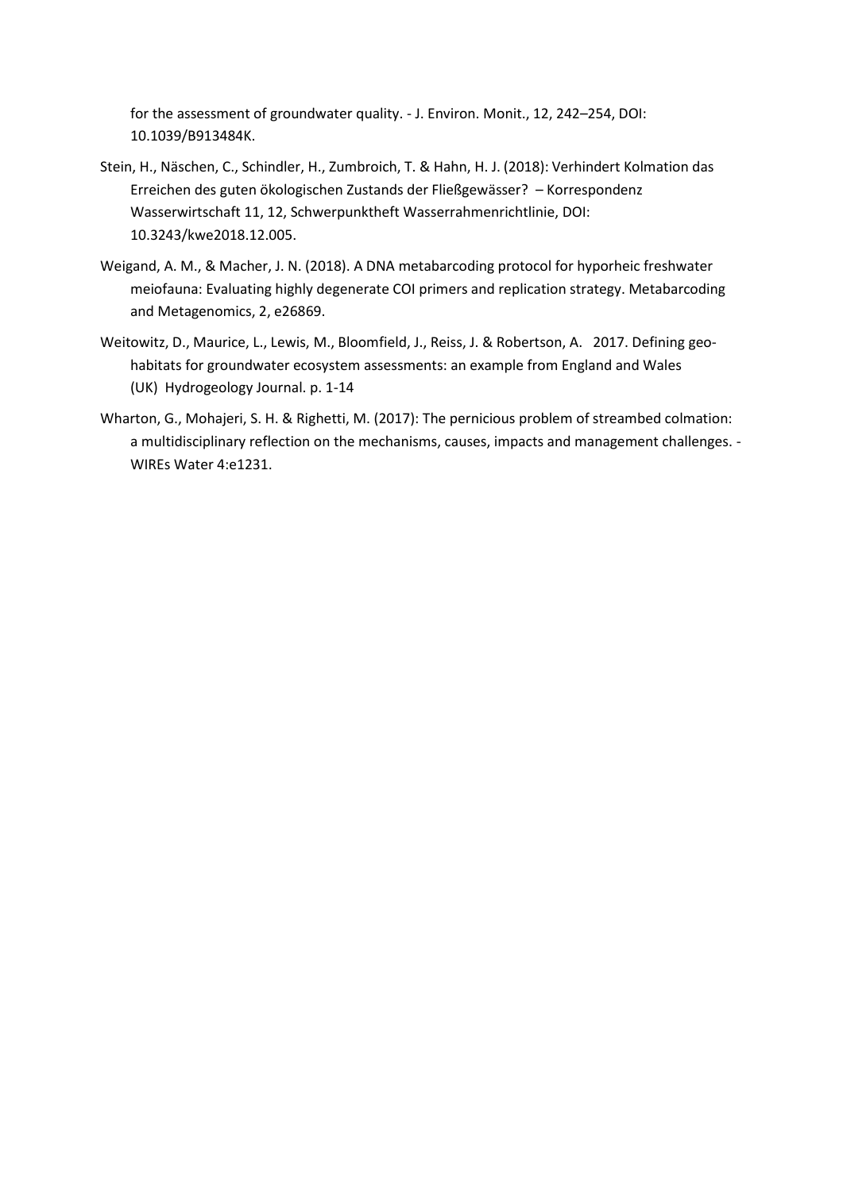for the assessment of groundwater quality. - J. Environ. Monit., 12, 242–254, DOI: 10.1039/B913484K.

Stein, H., Näschen, C., Schindler, H., Zumbroich, T. & Hahn, H. J. (2018): Verhindert Kolmation das Erreichen des guten ökologischen Zustands der Fließgewässer? – Korrespondenz Wasserwirtschaft 11, 12, Schwerpunktheft Wasserrahmenrichtlinie, DOI: 10.3243/kwe2018.12.005.

Weigand, A. M., & Macher, J. N. (2018). A DNA metabarcoding protocol for hyporheic freshwater meiofauna: Evaluating highly degenerate COI primers and replication strategy. Metabarcoding and Metagenomics, 2, e26869.

Weitowitz, D., Maurice, L., Lewis, M., Bloomfield, J., Reiss, J. & Robertson, A. 2017. Defining geo-habitats for groundwater ecosystem assessments: an example from England and Wales (UK) Hydrogeology Journal. p. 1-14

Wharton, G., Mohajeri, S. H. & Righetti, M. (2017): The pernicious problem of streambed colmation: a multidisciplinary reflection on the mechanisms, causes, impacts and management challenges. - WIREs Water 4:e1231.